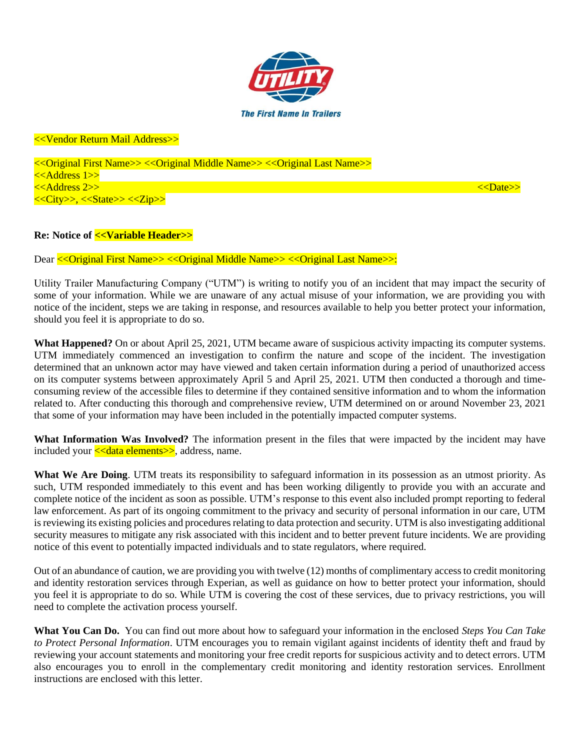The First Name In Trailers

<<Vendor Return Mail Address>>

<<Original First Name>> <<Original Middle Name>> <<Original Last Name>>
<<Address 1>>
<<Address 2>>
<<City>>, <<State>> <<Zip>>

<<Date>>

**Re: Notice of <<Variable Header>>**

Dear <<Original First Name>> <<Original Middle Name>> <<Original Last Name>>:

Utility Trailer Manufacturing Company ("UTM") is writing to notify you of an incident that may impact the security of some of your information. While we are unaware of any actual misuse of your information, we are providing you with notice of the incident, steps we are taking in response, and resources available to help you better protect your information, should you feel it is appropriate to do so.

**What Happened?** On or about April 25, 2021, UTM became aware of suspicious activity impacting its computer systems. UTM immediately commenced an investigation to confirm the nature and scope of the incident. The investigation determined that an unknown actor may have viewed and taken certain information during a period of unauthorized access on its computer systems between approximately April 5 and April 25, 2021. UTM then conducted a thorough and time-consuming review of the accessible files to determine if they contained sensitive information and to whom the information related to. After conducting this thorough and comprehensive review, UTM determined on or around November 23, 2021 that some of your information may have been included in the potentially impacted computer systems.

**What Information Was Involved?** The information present in the files that were impacted by the incident may have included your <<data elements>>, address, name.

**What We Are Doing**. UTM treats its responsibility to safeguard information in its possession as an utmost priority. As such, UTM responded immediately to this event and has been working diligently to provide you with an accurate and complete notice of the incident as soon as possible. UTM's response to this event also included prompt reporting to federal law enforcement. As part of its ongoing commitment to the privacy and security of personal information in our care, UTM is reviewing its existing policies and procedures relating to data protection and security. UTM is also investigating additional security measures to mitigate any risk associated with this incident and to better prevent future incidents. We are providing notice of this event to potentially impacted individuals and to state regulators, where required.

Out of an abundance of caution, we are providing you with twelve (12) months of complimentary access to credit monitoring and identity restoration services through Experian, as well as guidance on how to better protect your information, should you feel it is appropriate to do so. While UTM is covering the cost of these services, due to privacy restrictions, you will need to complete the activation process yourself.

**What You Can Do.** You can find out more about how to safeguard your information in the enclosed *Steps You Can Take to Protect Personal Information*. UTM encourages you to remain vigilant against incidents of identity theft and fraud by reviewing your account statements and monitoring your free credit reports for suspicious activity and to detect errors. UTM also encourages you to enroll in the complementary credit monitoring and identity restoration services. Enrollment instructions are enclosed with this letter.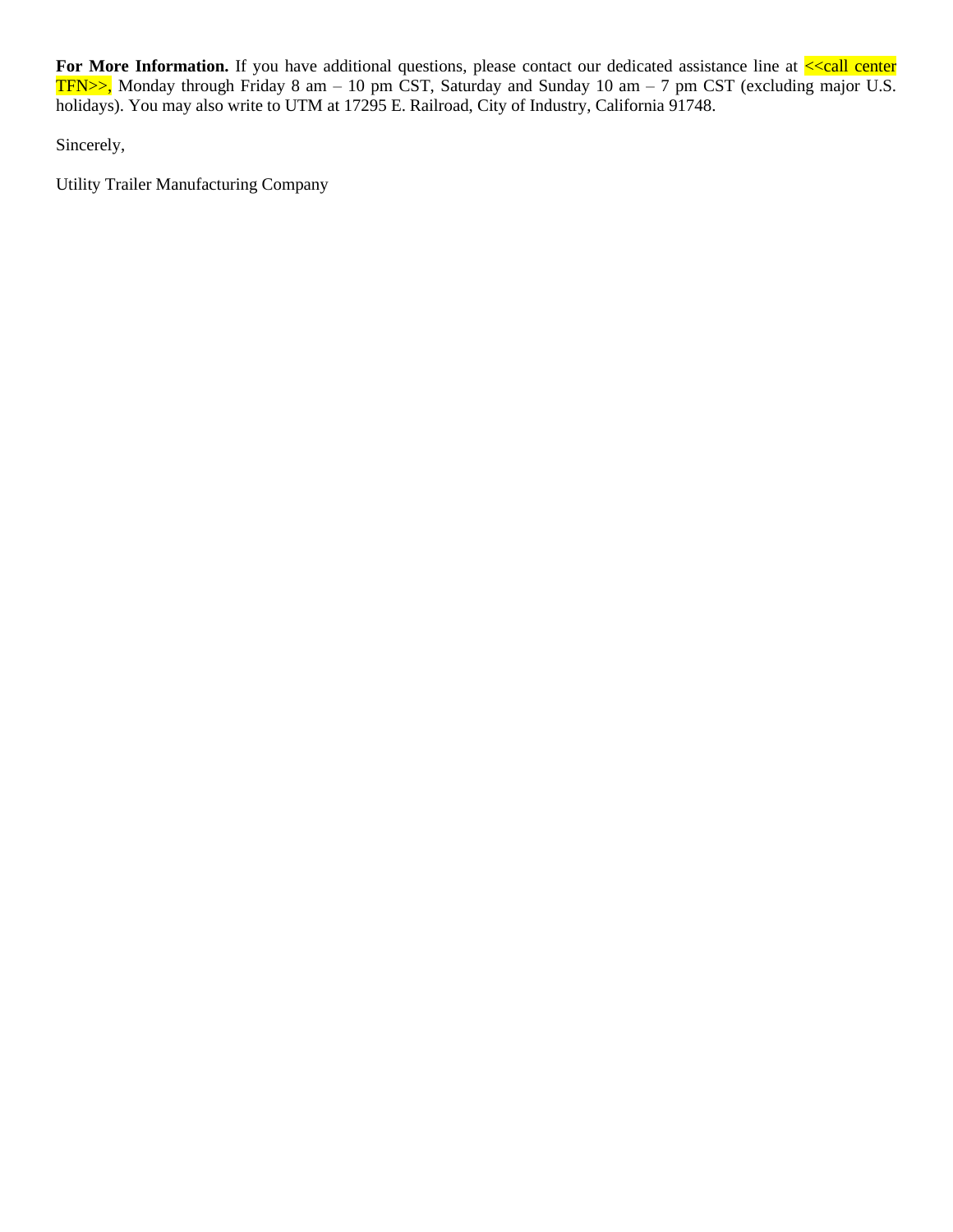**For More Information.** If you have additional questions, please contact our dedicated assistance line at <<call center TFN>>, Monday through Friday 8 am – 10 pm CST, Saturday and Sunday 10 am – 7 pm CST (excluding major U.S. holidays). You may also write to UTM at 17295 E. Railroad, City of Industry, California 91748.

Sincerely,

Utility Trailer Manufacturing Company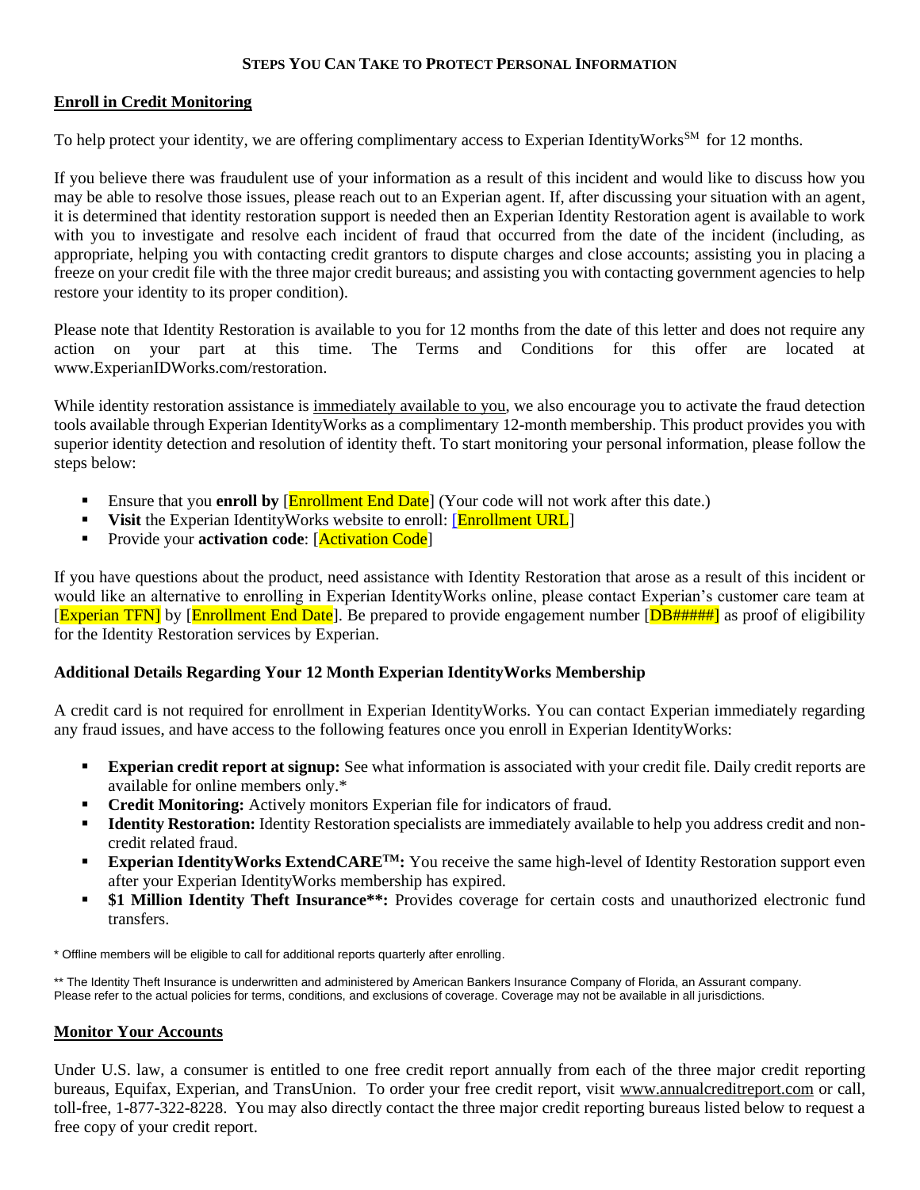**STEPS YOU CAN TAKE TO PROTECT PERSONAL INFORMATION**

## Enroll in Credit Monitoring

To help protect your identity, we are offering complimentary access to Experian IdentityWorks[SM] for 12 months.

If you believe there was fraudulent use of your information as a result of this incident and would like to discuss how you may be able to resolve those issues, please reach out to an Experian agent. If, after discussing your situation with an agent, it is determined that identity restoration support is needed then an Experian Identity Restoration agent is available to work with you to investigate and resolve each incident of fraud that occurred from the date of the incident (including, as appropriate, helping you with contacting credit grantors to dispute charges and close accounts; assisting you in placing a freeze on your credit file with the three major credit bureaus; and assisting you with contacting government agencies to help restore your identity to its proper condition).

Please note that Identity Restoration is available to you for 12 months from the date of this letter and does not require any action on your part at this time. The Terms and Conditions for this offer are located at www.ExperianIDWorks.com/restoration.

While identity restoration assistance is immediately available to you, we also encourage you to activate the fraud detection tools available through Experian IdentityWorks as a complimentary 12-month membership. This product provides you with superior identity detection and resolution of identity theft. To start monitoring your personal information, please follow the steps below:

- Ensure that you **enroll by** [Enrollment End Date] (Your code will not work after this date.)
- **Visit** the Experian IdentityWorks website to enroll: [Enrollment URL]
- Provide your **activation code**: [Activation Code]

If you have questions about the product, need assistance with Identity Restoration that arose as a result of this incident or would like an alternative to enrolling in Experian IdentityWorks online, please contact Experian's customer care team at [Experian TFN] by [Enrollment End Date]. Be prepared to provide engagement number [DB#####] as proof of eligibility for the Identity Restoration services by Experian.

### Additional Details Regarding Your 12 Month Experian IdentityWorks Membership

A credit card is not required for enrollment in Experian IdentityWorks. You can contact Experian immediately regarding any fraud issues, and have access to the following features once you enroll in Experian IdentityWorks:

- **Experian credit report at signup:** See what information is associated with your credit file. Daily credit reports are available for online members only.*
- **Credit Monitoring:** Actively monitors Experian file for indicators of fraud.
- **Identity Restoration:** Identity Restoration specialists are immediately available to help you address credit and non-credit related fraud.
- **Experian IdentityWorks ExtendCARE[TM]:** You receive the same high-level of Identity Restoration support even after your Experian IdentityWorks membership has expired.
- **$1 Million Identity Theft Insurance**:** Provides coverage for certain costs and unauthorized electronic fund transfers.

* Offline members will be eligible to call for additional reports quarterly after enrolling.

** The Identity Theft Insurance is underwritten and administered by American Bankers Insurance Company of Florida, an Assurant company. Please refer to the actual policies for terms, conditions, and exclusions of coverage. Coverage may not be available in all jurisdictions.

## Monitor Your Accounts

Under U.S. law, a consumer is entitled to one free credit report annually from each of the three major credit reporting bureaus, Equifax, Experian, and TransUnion. To order your free credit report, visit www.annualcreditreport.com or call, toll-free, 1-877-322-8228. You may also directly contact the three major credit reporting bureaus listed below to request a free copy of your credit report.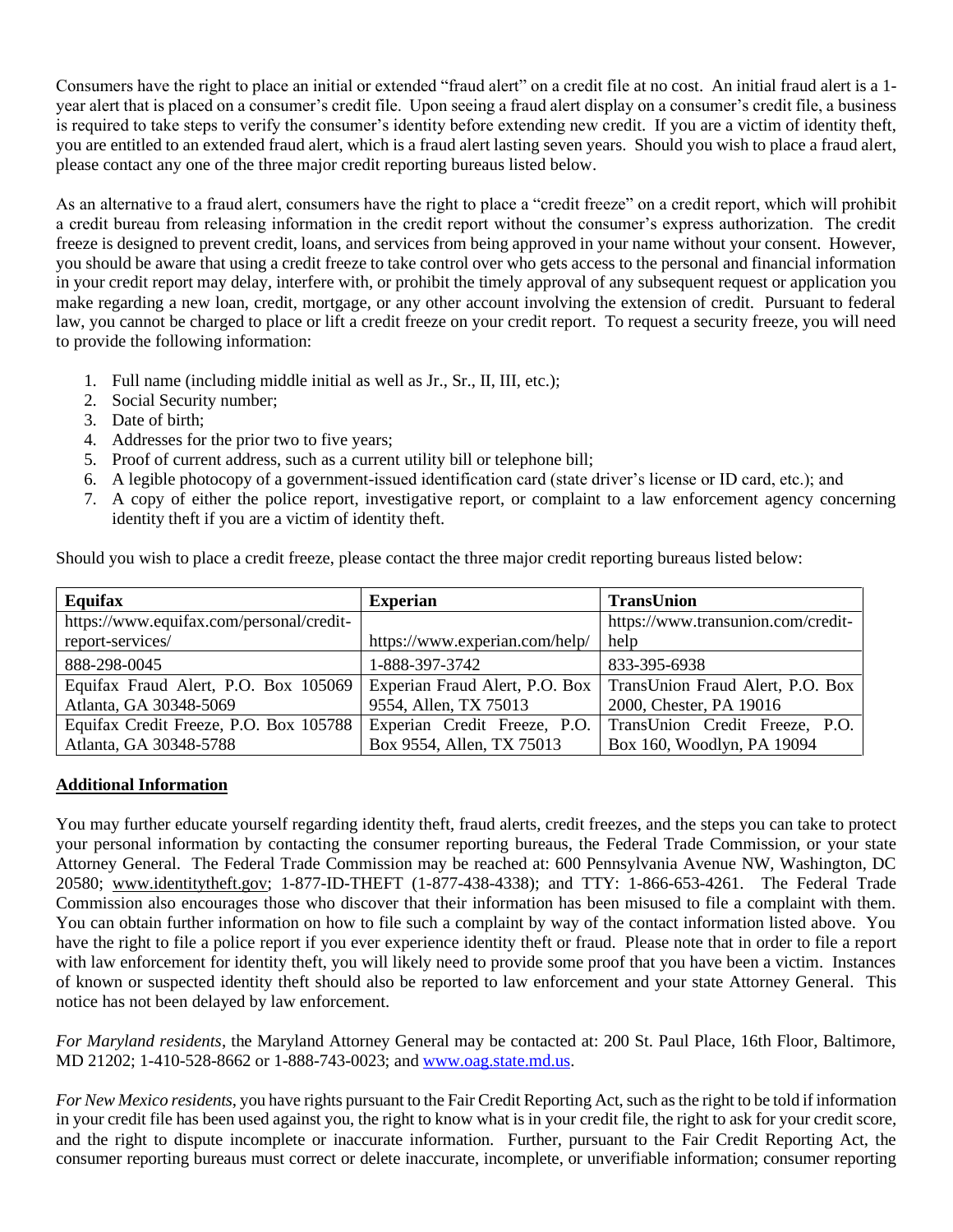Consumers have the right to place an initial or extended "fraud alert" on a credit file at no cost. An initial fraud alert is a 1-year alert that is placed on a consumer's credit file. Upon seeing a fraud alert display on a consumer's credit file, a business is required to take steps to verify the consumer's identity before extending new credit. If you are a victim of identity theft, you are entitled to an extended fraud alert, which is a fraud alert lasting seven years. Should you wish to place a fraud alert, please contact any one of the three major credit reporting bureaus listed below.

As an alternative to a fraud alert, consumers have the right to place a "credit freeze" on a credit report, which will prohibit a credit bureau from releasing information in the credit report without the consumer's express authorization. The credit freeze is designed to prevent credit, loans, and services from being approved in your name without your consent. However, you should be aware that using a credit freeze to take control over who gets access to the personal and financial information in your credit report may delay, interfere with, or prohibit the timely approval of any subsequent request or application you make regarding a new loan, credit, mortgage, or any other account involving the extension of credit. Pursuant to federal law, you cannot be charged to place or lift a credit freeze on your credit report. To request a security freeze, you will need to provide the following information:

1. Full name (including middle initial as well as Jr., Sr., II, III, etc.);
2. Social Security number;
3. Date of birth;
4. Addresses for the prior two to five years;
5. Proof of current address, such as a current utility bill or telephone bill;
6. A legible photocopy of a government-issued identification card (state driver's license or ID card, etc.); and
7. A copy of either the police report, investigative report, or complaint to a law enforcement agency concerning identity theft if you are a victim of identity theft.

Should you wish to place a credit freeze, please contact the three major credit reporting bureaus listed below:

| Equifax | Experian | TransUnion |
|---|---|---|
| https://www.equifax.com/personal/credit-report-services/ | https://www.experian.com/help/ | https://www.transunion.com/credit-help |
| 888-298-0045 | 1-888-397-3742 | 833-395-6938 |
| Equifax Fraud Alert, P.O. Box 105069 Atlanta, GA 30348-5069 | Experian Fraud Alert, P.O. Box 9554, Allen, TX 75013 | TransUnion Fraud Alert, P.O. Box 2000, Chester, PA 19016 |
| Equifax Credit Freeze, P.O. Box 105788 Atlanta, GA 30348-5788 | Experian Credit Freeze, P.O. Box 9554, Allen, TX 75013 | TransUnion Credit Freeze, P.O. Box 160, Woodlyn, PA 19094 |

**Additional Information**

You may further educate yourself regarding identity theft, fraud alerts, credit freezes, and the steps you can take to protect your personal information by contacting the consumer reporting bureaus, the Federal Trade Commission, or your state Attorney General. The Federal Trade Commission may be reached at: 600 Pennsylvania Avenue NW, Washington, DC 20580; www.identitytheft.gov; 1-877-ID-THEFT (1-877-438-4338); and TTY: 1-866-653-4261. The Federal Trade Commission also encourages those who discover that their information has been misused to file a complaint with them. You can obtain further information on how to file such a complaint by way of the contact information listed above. You have the right to file a police report if you ever experience identity theft or fraud. Please note that in order to file a report with law enforcement for identity theft, you will likely need to provide some proof that you have been a victim. Instances of known or suspected identity theft should also be reported to law enforcement and your state Attorney General. This notice has not been delayed by law enforcement.

*For Maryland residents*, the Maryland Attorney General may be contacted at: 200 St. Paul Place, 16th Floor, Baltimore, MD 21202; 1-410-528-8662 or 1-888-743-0023; and www.oag.state.md.us.

*For New Mexico residents*, you have rights pursuant to the Fair Credit Reporting Act, such as the right to be told if information in your credit file has been used against you, the right to know what is in your credit file, the right to ask for your credit score, and the right to dispute incomplete or inaccurate information. Further, pursuant to the Fair Credit Reporting Act, the consumer reporting bureaus must correct or delete inaccurate, incomplete, or unverifiable information; consumer reporting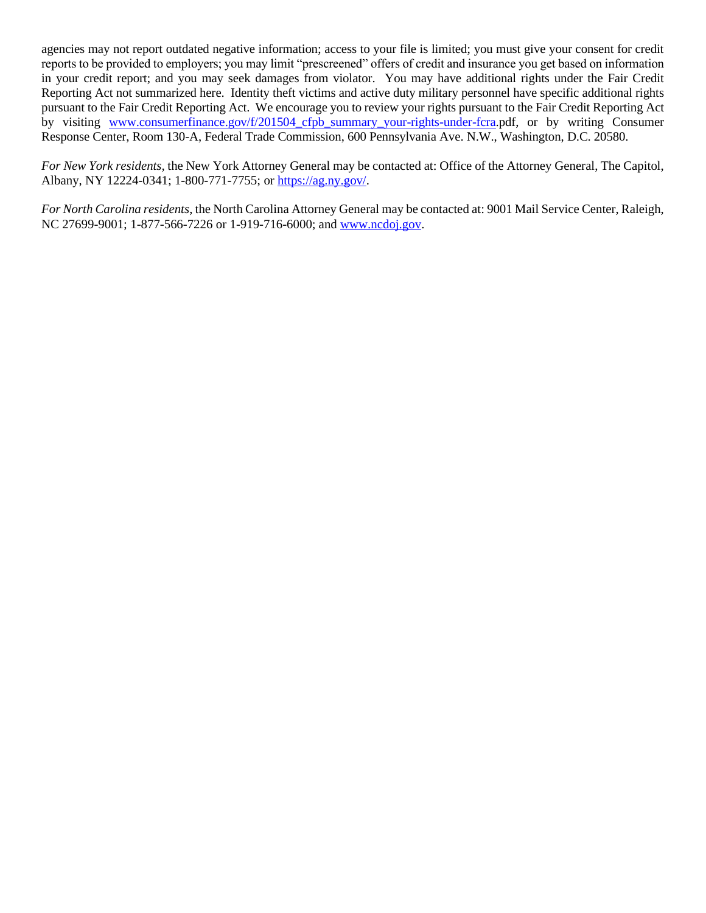agencies may not report outdated negative information; access to your file is limited; you must give your consent for credit reports to be provided to employers; you may limit "prescreened" offers of credit and insurance you get based on information in your credit report; and you may seek damages from violator. You may have additional rights under the Fair Credit Reporting Act not summarized here. Identity theft victims and active duty military personnel have specific additional rights pursuant to the Fair Credit Reporting Act. We encourage you to review your rights pursuant to the Fair Credit Reporting Act by visiting www.consumerfinance.gov/f/201504_cfpb_summary_your-rights-under-fcra.pdf, or by writing Consumer Response Center, Room 130-A, Federal Trade Commission, 600 Pennsylvania Ave. N.W., Washington, D.C. 20580.

*For New York residents*, the New York Attorney General may be contacted at: Office of the Attorney General, The Capitol, Albany, NY 12224-0341; 1-800-771-7755; or https://ag.ny.gov/.

*For North Carolina residents*, the North Carolina Attorney General may be contacted at: 9001 Mail Service Center, Raleigh, NC 27699-9001; 1-877-566-7226 or 1-919-716-6000; and www.ncdoj.gov.